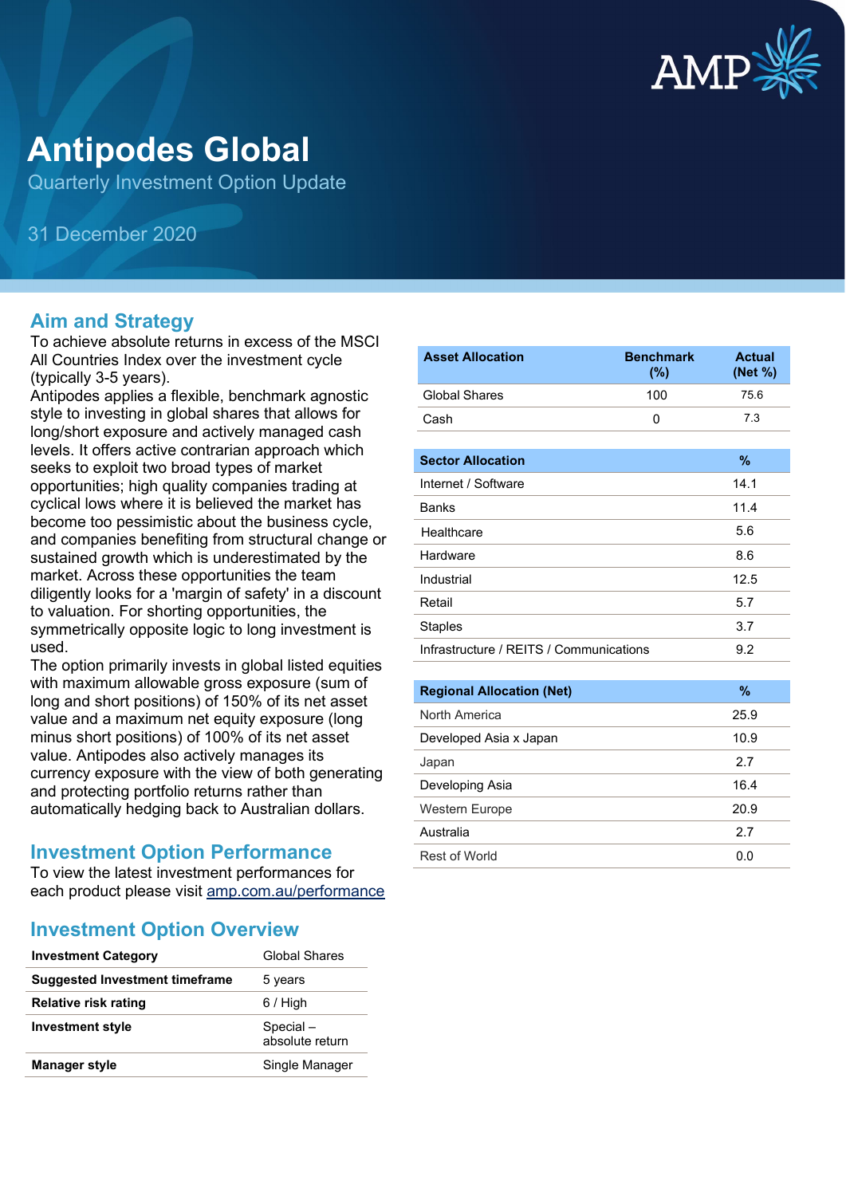# Antipodes Global

Quarterly Investment Option Update

31 December 2020

## Aim and Strategy

To achieve absolute returns in excess of the MSCI All Countries Index over the investment cycle (typically 3-5 years).

Antipodes applies a flexible, benchmark agnostic style to investing in global shares that allows for long/short exposure and actively managed cash levels. It offers active contrarian approach which seeks to exploit two broad types of market opportunities; high quality companies trading at cyclical lows where it is believed the market has become too pessimistic about the business cycle, and companies benefiting from structural change or sustained growth which is underestimated by the market. Across these opportunities the team diligently looks for a 'margin of safety' in a discount to valuation. For shorting opportunities, the symmetrically opposite logic to long investment is used.

The option primarily invests in global listed equities with maximum allowable gross exposure (sum of long and short positions) of 150% of its net asset value and a maximum net equity exposure (long minus short positions) of 100% of its net asset value. Antipodes also actively manages its currency exposure with the view of both generating and protecting portfolio returns rather than automatically hedging back to Australian dollars.

## Investment Option Performance

To view the latest investment performances for each product please visit amp.com.au/performance

## Investment Option Overview

| | |
|---|---|
| **Investment Category** | Global Shares |
| **Suggested Investment timeframe** | 5 years |
| **Relative risk rating** | 6 / High |
| **Investment style** | Special – absolute return |
| **Manager style** | Single Manager |

| Asset Allocation | Benchmark (%) | Actual (Net %) |
|---|---|---|
| Global Shares | 100 | 75.6 |
| Cash | 0 | 7.3 |

| Sector Allocation | % |
|---|---|
| Internet / Software | 14.1 |
| Banks | 11.4 |
| Healthcare | 5.6 |
| Hardware | 8.6 |
| Industrial | 12.5 |
| Retail | 5.7 |
| Staples | 3.7 |
| Infrastructure / REITS / Communications | 9.2 |

| Regional Allocation (Net) | % |
|---|---|
| North America | 25.9 |
| Developed Asia x Japan | 10.9 |
| Japan | 2.7 |
| Developing Asia | 16.4 |
| Western Europe | 20.9 |
| Australia | 2.7 |
| Rest of World | 0.0 |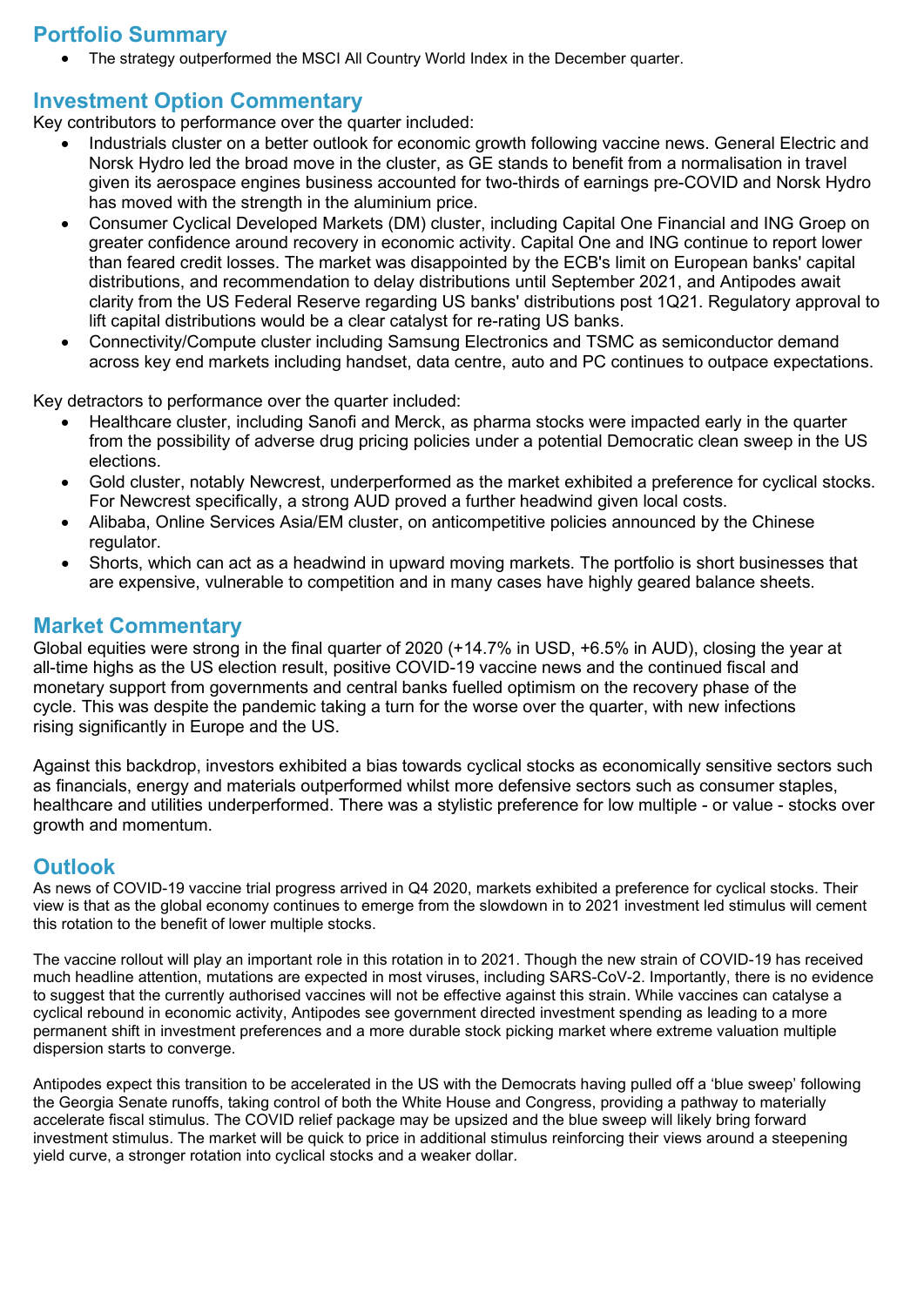## Portfolio Summary

- The strategy outperformed the MSCI All Country World Index in the December quarter.

## Investment Option Commentary

Key contributors to performance over the quarter included:

- Industrials cluster on a better outlook for economic growth following vaccine news. General Electric and Norsk Hydro led the broad move in the cluster, as GE stands to benefit from a normalisation in travel given its aerospace engines business accounted for two-thirds of earnings pre-COVID and Norsk Hydro has moved with the strength in the aluminium price.
- Consumer Cyclical Developed Markets (DM) cluster, including Capital One Financial and ING Groep on greater confidence around recovery in economic activity. Capital One and ING continue to report lower than feared credit losses. The market was disappointed by the ECB's limit on European banks' capital distributions, and recommendation to delay distributions until September 2021, and Antipodes await clarity from the US Federal Reserve regarding US banks' distributions post 1Q21. Regulatory approval to lift capital distributions would be a clear catalyst for re-rating US banks.
- Connectivity/Compute cluster including Samsung Electronics and TSMC as semiconductor demand across key end markets including handset, data centre, auto and PC continues to outpace expectations.

Key detractors to performance over the quarter included:

- Healthcare cluster, including Sanofi and Merck, as pharma stocks were impacted early in the quarter from the possibility of adverse drug pricing policies under a potential Democratic clean sweep in the US elections.
- Gold cluster, notably Newcrest, underperformed as the market exhibited a preference for cyclical stocks. For Newcrest specifically, a strong AUD proved a further headwind given local costs.
- Alibaba, Online Services Asia/EM cluster, on anticompetitive policies announced by the Chinese regulator.
- Shorts, which can act as a headwind in upward moving markets. The portfolio is short businesses that are expensive, vulnerable to competition and in many cases have highly geared balance sheets.

## Market Commentary

Global equities were strong in the final quarter of 2020 (+14.7% in USD, +6.5% in AUD), closing the year at all-time highs as the US election result, positive COVID-19 vaccine news and the continued fiscal and monetary support from governments and central banks fuelled optimism on the recovery phase of the cycle. This was despite the pandemic taking a turn for the worse over the quarter, with new infections rising significantly in Europe and the US.

Against this backdrop, investors exhibited a bias towards cyclical stocks as economically sensitive sectors such as financials, energy and materials outperformed whilst more defensive sectors such as consumer staples, healthcare and utilities underperformed. There was a stylistic preference for low multiple - or value - stocks over growth and momentum.

## Outlook

As news of COVID-19 vaccine trial progress arrived in Q4 2020, markets exhibited a preference for cyclical stocks. Their view is that as the global economy continues to emerge from the slowdown in to 2021 investment led stimulus will cement this rotation to the benefit of lower multiple stocks.

The vaccine rollout will play an important role in this rotation in to 2021. Though the new strain of COVID-19 has received much headline attention, mutations are expected in most viruses, including SARS-CoV-2. Importantly, there is no evidence to suggest that the currently authorised vaccines will not be effective against this strain. While vaccines can catalyse a cyclical rebound in economic activity, Antipodes see government directed investment spending as leading to a more permanent shift in investment preferences and a more durable stock picking market where extreme valuation multiple dispersion starts to converge.

Antipodes expect this transition to be accelerated in the US with the Democrats having pulled off a 'blue sweep' following the Georgia Senate runoffs, taking control of both the White House and Congress, providing a pathway to materially accelerate fiscal stimulus. The COVID relief package may be upsized and the blue sweep will likely bring forward investment stimulus. The market will be quick to price in additional stimulus reinforcing their views around a steepening yield curve, a stronger rotation into cyclical stocks and a weaker dollar.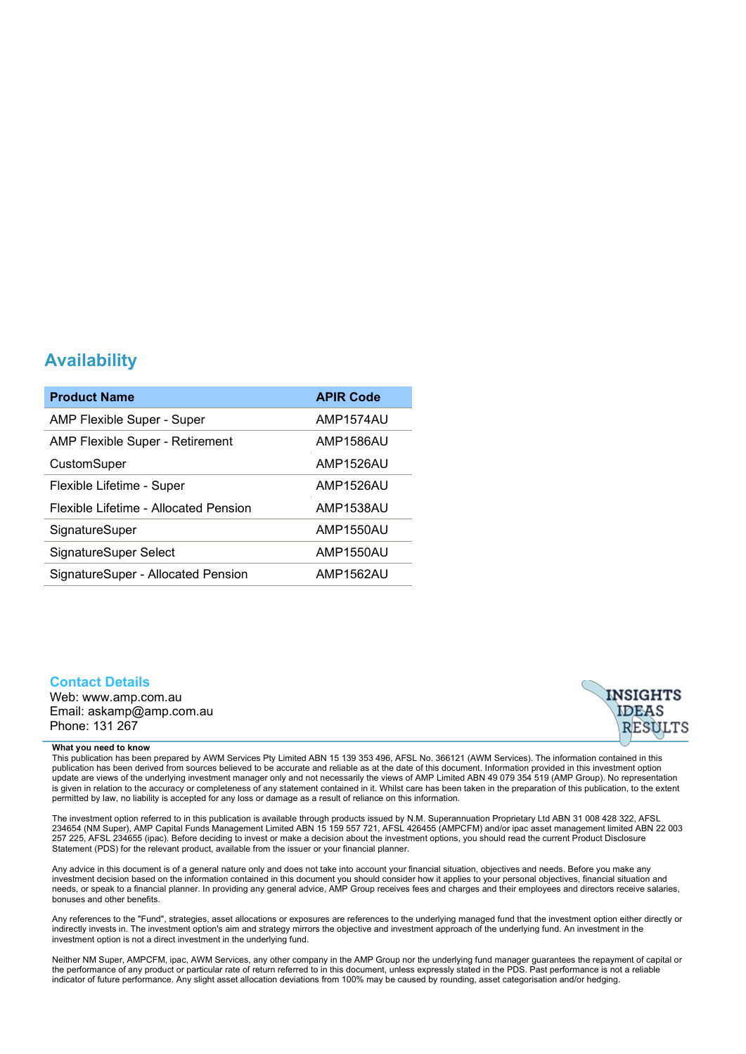## Availability

| Product Name | APIR Code |
| --- | --- |
| AMP Flexible Super - Super | AMP1574AU |
| AMP Flexible Super - Retirement | AMP1586AU |
| CustomSuper | AMP1526AU |
| Flexible Lifetime - Super | AMP1526AU |
| Flexible Lifetime - Allocated Pension | AMP1538AU |
| SignatureSuper | AMP1550AU |
| SignatureSuper Select | AMP1550AU |
| SignatureSuper - Allocated Pension | AMP1562AU |

### Contact Details

Web: www.amp.com.au
Email: askamp@amp.com.au
Phone: 131 267

INSIGHTS
IDEAS
RESULTS

**What you need to know**

This publication has been prepared by AWM Services Pty Limited ABN 15 139 353 496, AFSL No. 366121 (AWM Services). The information contained in this publication has been derived from sources believed to be accurate and reliable as at the date of this document. Information provided in this investment option update are views of the underlying investment manager only and not necessarily the views of AMP Limited ABN 49 079 354 519 (AMP Group). No representation is given in relation to the accuracy or completeness of any statement contained in it. Whilst care has been taken in the preparation of this publication, to the extent permitted by law, no liability is accepted for any loss or damage as a result of reliance on this information.

The investment option referred to in this publication is available through products issued by N.M. Superannuation Proprietary Ltd ABN 31 008 428 322, AFSL 234654 (NM Super), AMP Capital Funds Management Limited ABN 15 159 557 721, AFSL 426455 (AMPCFM) and/or ipac asset management limited ABN 22 003 257 225, AFSL 234655 (ipac). Before deciding to invest or make a decision about the investment options, you should read the current Product Disclosure Statement (PDS) for the relevant product, available from the issuer or your financial planner.

Any advice in this document is of a general nature only and does not take into account your financial situation, objectives and needs. Before you make any investment decision based on the information contained in this document you should consider how it applies to your personal objectives, financial situation and needs, or speak to a financial planner. In providing any general advice, AMP Group receives fees and charges and their employees and directors receive salaries, bonuses and other benefits.

Any references to the "Fund", strategies, asset allocations or exposures are references to the underlying managed fund that the investment option either directly or indirectly invests in. The investment option's aim and strategy mirrors the objective and investment approach of the underlying fund. An investment in the investment option is not a direct investment in the underlying fund.

Neither NM Super, AMPCFM, ipac, AWM Services, any other company in the AMP Group nor the underlying fund manager guarantees the repayment of capital or the performance of any product or particular rate of return referred to in this document, unless expressly stated in the PDS. Past performance is not a reliable indicator of future performance. Any slight asset allocation deviations from 100% may be caused by rounding, asset categorisation and/or hedging.